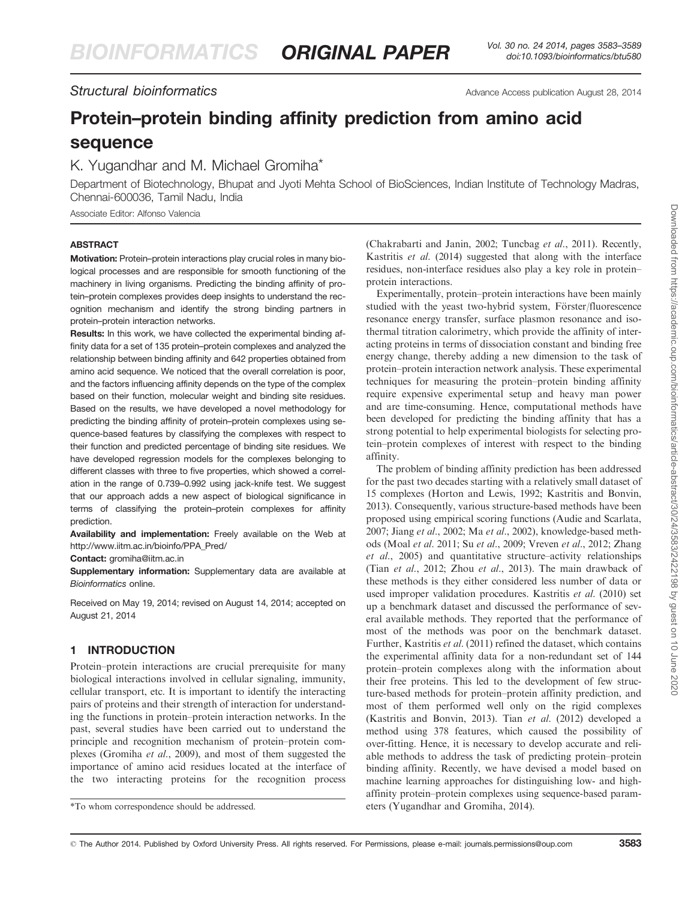*Structural bioinformatics*

# Protein–protein binding affinity prediction from amino acid sequence

K. Yugandhar and M. Michael Gromiha*

Department of Biotechnology, Bhupat and Jyoti Mehta School of BioSciences, Indian Institute of Technology Madras, Chennai-600036, Tamil Nadu, India

Associate Editor: Alfonso Valencia

## ABSTRACT

**Motivation:** Protein–protein interactions play crucial roles in many biological processes and are responsible for smooth functioning of the machinery in living organisms. Predicting the binding affinity of protein–protein complexes provides deep insights to understand the recognition mechanism and identify the strong binding partners in protein–protein interaction networks.

**Results:** In this work, we have collected the experimental binding affinity data for a set of 135 protein–protein complexes and analyzed the relationship between binding affinity and 642 properties obtained from amino acid sequence. We noticed that the overall correlation is poor, and the factors influencing affinity depends on the type of the complex based on their function, molecular weight and binding site residues. Based on the results, we have developed a novel methodology for predicting the binding affinity of protein–protein complexes using sequence-based features by classifying the complexes with respect to their function and predicted percentage of binding site residues. We have developed regression models for the complexes belonging to different classes with three to five properties, which showed a correlation in the range of 0.739–0.992 using jack-knife test. We suggest that our approach adds a new aspect of biological significance in terms of classifying the protein–protein complexes for affinity prediction.

**Availability and implementation:** Freely available on the Web at http://www.iitm.ac.in/bioinfo/PPA_Pred/

**Contact:** gromiha@iitm.ac.in

**Supplementary information:** Supplementary data are available at *Bioinformatics* online.

Received on May 19, 2014; revised on August 14, 2014; accepted on August 21, 2014

## 1 INTRODUCTION

Protein–protein interactions are crucial prerequisite for many biological interactions involved in cellular signaling, immunity, cellular transport, etc. It is important to identify the interacting pairs of proteins and their strength of interaction for understanding the functions in protein–protein interaction networks. In the past, several studies have been carried out to understand the principle and recognition mechanism of protein–protein complexes (Gromiha *et al.*, 2009), and most of them suggested the importance of amino acid residues located at the interface of the two interacting proteins for the recognition process (Chakrabarti and Janin, 2002; Tuncbag *et al.*, 2011). Recently, Kastritis *et al.* (2014) suggested that along with the interface residues, non-interface residues also play a key role in protein–protein interactions.

Experimentally, protein–protein interactions have been mainly studied with the yeast two-hybrid system, Förster/fluorescence resonance energy transfer, surface plasmon resonance and isothermal titration calorimetry, which provide the affinity of interacting proteins in terms of dissociation constant and binding free energy change, thereby adding a new dimension to the task of protein–protein interaction network analysis. These experimental techniques for measuring the protein–protein binding affinity require expensive experimental setup and heavy man power and are time-consuming. Hence, computational methods have been developed for predicting the binding affinity that has a strong potential to help experimental biologists for selecting protein–protein complexes of interest with respect to the binding affinity.

The problem of binding affinity prediction has been addressed for the past two decades starting with a relatively small dataset of 15 complexes (Horton and Lewis, 1992; Kastritis and Bonvin, 2013). Consequently, various structure-based methods have been proposed using empirical scoring functions (Audie and Scarlata, 2007; Jiang *et al.*, 2002; Ma *et al.*, 2002), knowledge-based methods (Moal *et al.* 2011; Su *et al.*, 2009; Vreven *et al.*, 2012; Zhang *et al.*, 2005) and quantitative structure–activity relationships (Tian *et al.*, 2012; Zhou *et al.*, 2013). The main drawback of these methods is they either considered less number of data or used improper validation procedures. Kastritis *et al.* (2010) set up a benchmark dataset and discussed the performance of several available methods. They reported that the performance of most of the methods was poor on the benchmark dataset. Further, Kastritis *et al.* (2011) refined the dataset, which contains the experimental affinity data for a non-redundant set of 144 protein–protein complexes along with the information about their free proteins. This led to the development of few structure-based methods for protein–protein affinity prediction, and most of them performed well only on the rigid complexes (Kastritis and Bonvin, 2013). Tian *et al.* (2012) developed a method using 378 features, which caused the possibility of over-fitting. Hence, it is necessary to develop accurate and reliable methods to address the task of predicting protein–protein binding affinity. Recently, we have devised a model based on machine learning approaches for distinguishing low- and high-affinity protein–protein complexes using sequence-based parameters (Yugandhar and Gromiha, 2014).

*To whom correspondence should be addressed.

© The Author 2014. Published by Oxford University Press. All rights reserved. For Permissions, please e-mail: journals.permissions@oup.com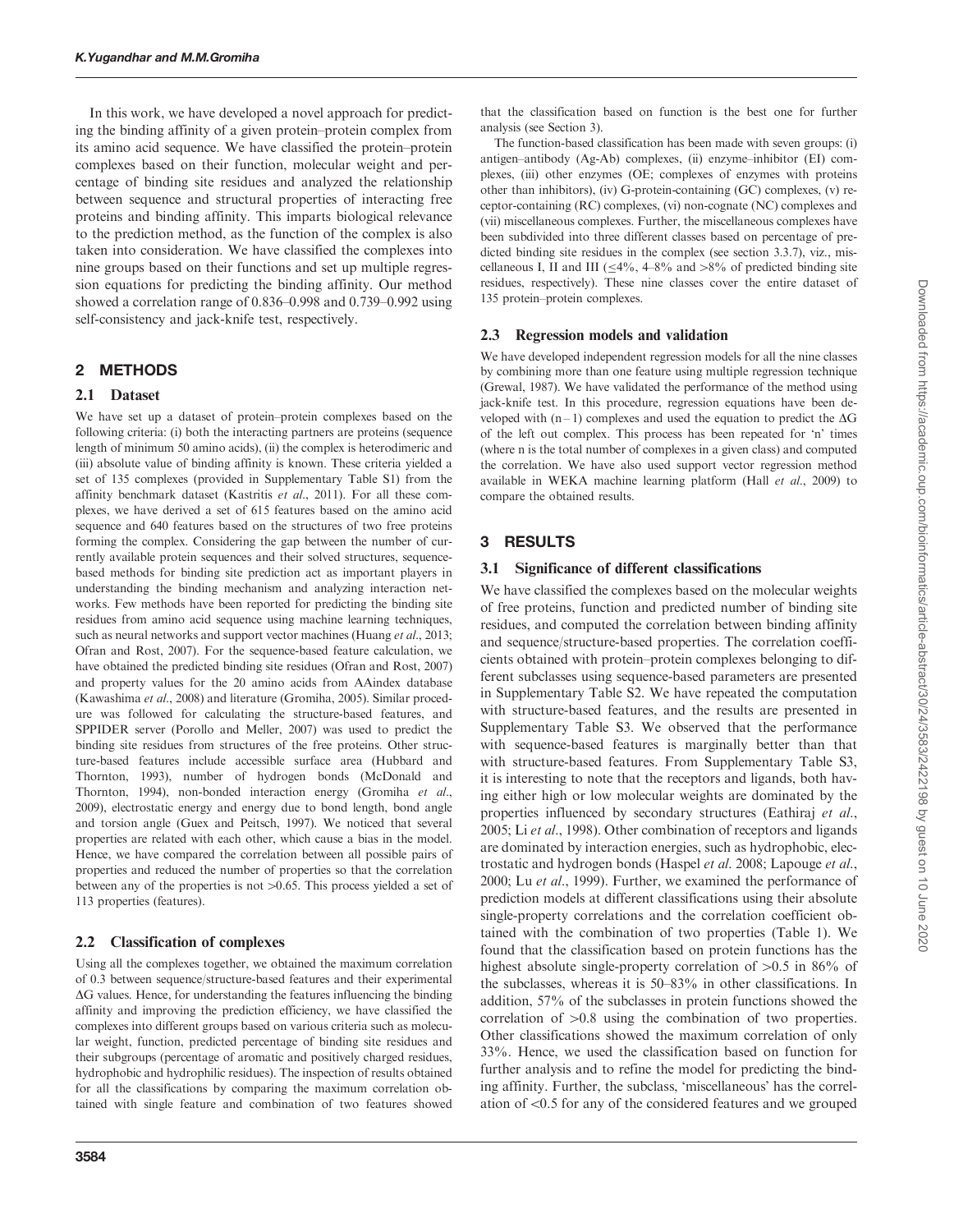In this work, we have developed a novel approach for predicting the binding affinity of a given protein–protein complex from its amino acid sequence. We have classified the protein–protein complexes based on their function, molecular weight and percentage of binding site residues and analyzed the relationship between sequence and structural properties of interacting free proteins and binding affinity. This imparts biological relevance to the prediction method, as the function of the complex is also taken into consideration. We have classified the complexes into nine groups based on their functions and set up multiple regression equations for predicting the binding affinity. Our method showed a correlation range of 0.836–0.998 and 0.739–0.992 using self-consistency and jack-knife test, respectively.

## 2 METHODS

### 2.1 Dataset

We have set up a dataset of protein–protein complexes based on the following criteria: (i) both the interacting partners are proteins (sequence length of minimum 50 amino acids), (ii) the complex is heterodimeric and (iii) absolute value of binding affinity is known. These criteria yielded a set of 135 complexes (provided in Supplementary Table S1) from the affinity benchmark dataset (Kastritis *et al.*, 2011). For all these complexes, we have derived a set of 615 features based on the amino acid sequence and 640 features based on the structures of two free proteins forming the complex. Considering the gap between the number of currently available protein sequences and their solved structures, sequence-based methods for binding site prediction act as important players in understanding the binding mechanism and analyzing interaction networks. Few methods have been reported for predicting the binding site residues from amino acid sequence using machine learning techniques, such as neural networks and support vector machines (Huang *et al.*, 2013; Ofran and Rost, 2007). For the sequence-based feature calculation, we have obtained the predicted binding site residues (Ofran and Rost, 2007) and property values for the 20 amino acids from AAindex database (Kawashima *et al.*, 2008) and literature (Gromiha, 2005). Similar procedure was followed for calculating the structure-based features, and SPPIDER server (Porollo and Meller, 2007) was used to predict the binding site residues from structures of the free proteins. Other structure-based features include accessible surface area (Hubbard and Thornton, 1993), number of hydrogen bonds (McDonald and Thornton, 1994), non-bonded interaction energy (Gromiha *et al.*, 2009), electrostatic energy and energy due to bond length, bond angle and torsion angle (Guex and Peitsch, 1997). We noticed that several properties are related with each other, which cause a bias in the model. Hence, we have compared the correlation between all possible pairs of properties and reduced the number of properties so that the correlation between any of the properties is not >0.65. This process yielded a set of 113 properties (features).

### 2.2 Classification of complexes

Using all the complexes together, we obtained the maximum correlation of 0.3 between sequence/structure-based features and their experimental $\Delta G$ values. Hence, for understanding the features influencing the binding affinity and improving the prediction efficiency, we have classified the complexes into different groups based on various criteria such as molecular weight, function, predicted percentage of binding site residues and their subgroups (percentage of aromatic and positively charged residues, hydrophobic and hydrophilic residues). The inspection of results obtained for all the classifications by comparing the maximum correlation obtained with single feature and combination of two features showed that the classification based on function is the best one for further analysis (see Section 3).

The function-based classification has been made with seven groups: (i) antigen–antibody (Ag-Ab) complexes, (ii) enzyme–inhibitor (EI) complexes, (iii) other enzymes (OE; complexes of enzymes with proteins other than inhibitors), (iv) G-protein-containing (GC) complexes, (v) receptor-containing (RC) complexes, (vi) non-cognate (NC) complexes and (vii) miscellaneous complexes. Further, the miscellaneous complexes have been subdivided into three different classes based on percentage of predicted binding site residues in the complex (see section 3.3.7), viz., miscellaneous I, II and III (≤4%, 4–8% and >8% of predicted binding site residues, respectively). These nine classes cover the entire dataset of 135 protein–protein complexes.

### 2.3 Regression models and validation

We have developed independent regression models for all the nine classes by combining more than one feature using multiple regression technique (Grewal, 1987). We have validated the performance of the method using jack-knife test. In this procedure, regression equations have been developed with $(n-1)$ complexes and used the equation to predict the $\Delta G$ of the left out complex. This process has been repeated for 'n' times (where n is the total number of complexes in a given class) and computed the correlation. We have also used support vector regression method available in WEKA machine learning platform (Hall *et al.*, 2009) to compare the obtained results.

## 3 RESULTS

### 3.1 Significance of different classifications

We have classified the complexes based on the molecular weights of free proteins, function and predicted number of binding site residues, and computed the correlation between binding affinity and sequence/structure-based properties. The correlation coefficients obtained with protein–protein complexes belonging to different subclasses using sequence-based parameters are presented in Supplementary Table S2. We have repeated the computation with structure-based features, and the results are presented in Supplementary Table S3. We observed that the performance with sequence-based features is marginally better than that with structure-based features. From Supplementary Table S3, it is interesting to note that the receptors and ligands, both having either high or low molecular weights are dominated by the properties influenced by secondary structures (Eathiraj *et al.*, 2005; Li *et al.*, 1998). Other combination of receptors and ligands are dominated by interaction energies, such as hydrophobic, electrostatic and hydrogen bonds (Haspel *et al.* 2008; Lapouge *et al.*, 2000; Lu *et al.*, 1999). Further, we examined the performance of prediction models at different classifications using their absolute single-property correlations and the correlation coefficient obtained with the combination of two properties (Table 1). We found that the classification based on protein functions has the highest absolute single-property correlation of >0.5 in 86% of the subclasses, whereas it is 50–83% in other classifications. In addition, 57% of the subclasses in protein functions showed the correlation of >0.8 using the combination of two properties. Other classifications showed the maximum correlation of only 33%. Hence, we used the classification based on function for further analysis and to refine the model for predicting the binding affinity. Further, the subclass, 'miscellaneous' has the correlation of <0.5 for any of the considered features and we grouped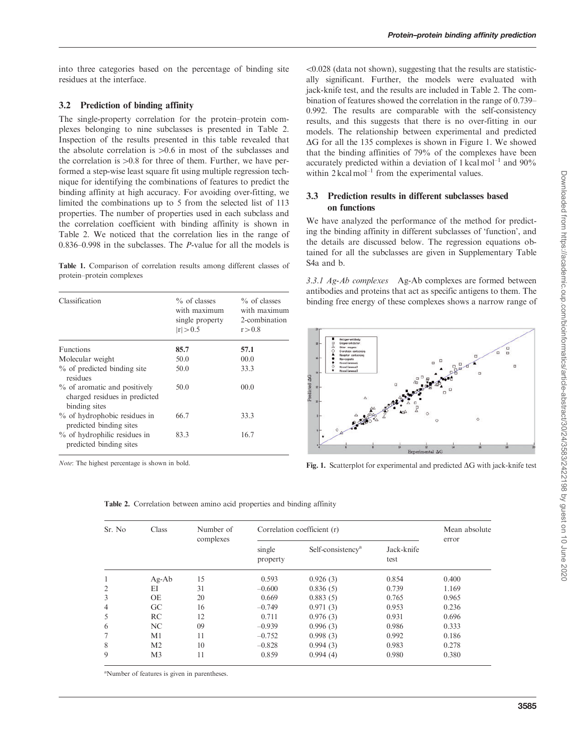into three categories based on the percentage of binding site residues at the interface.

### 3.2 Prediction of binding affinity

The single-property correlation for the protein–protein complexes belonging to nine subclasses is presented in Table 2. Inspection of the results presented in this table revealed that the absolute correlation is >0.6 in most of the subclasses and the correlation is >0.8 for three of them. Further, we have performed a step-wise least square fit using multiple regression technique for identifying the combinations of features to predict the binding affinity at high accuracy. For avoiding over-fitting, we limited the combinations up to 5 from the selected list of 113 properties. The number of properties used in each subclass and the correlation coefficient with binding affinity is shown in Table 2. We noticed that the correlation lies in the range of 0.836–0.998 in the subclasses. The *P*-value for all the models is <0.028 (data not shown), suggesting that the results are statistically significant. Further, the models were evaluated with jack-knife test, and the results are included in Table 2. The combination of features showed the correlation in the range of 0.739–0.992. The results are comparable with the self-consistency results, and this suggests that there is no over-fitting in our models. The relationship between experimental and predicted ΔG for all the 135 complexes is shown in Figure 1. We showed that the binding affinities of 79% of the complexes have been accurately predicted within a deviation of 1 kcal $mol^{-1}$ and 90% within 2 kcal $mol^{-1}$ from the experimental values.

**Table 1.** Comparison of correlation results among different classes of protein–protein complexes

| Classification | % of classes with maximum single property $\|r\| > 0.5$ | % of classes with maximum 2-combination $r > 0.8$ |
|---|---|---|
| Functions | **85.7** | **57.1** |
| Molecular weight | 50.0 | 00.0 |
| % of predicted binding site residues | 50.0 | 33.3 |
| % of aromatic and positively charged residues in predicted binding sites | 50.0 | 00.0 |
| % of hydrophobic residues in predicted binding sites | 66.7 | 33.3 |
| % of hydrophilic residues in predicted binding sites | 83.3 | 16.7 |

*Note*: The highest percentage is shown in bold.

### 3.3 Prediction results in different subclasses based on functions

We have analyzed the performance of the method for predicting the binding affinity in different subclasses of 'function', and the details are discussed below. The regression equations obtained for all the subclasses are given in Supplementary Table S4a and b.

*3.3.1 Ag-Ab complexes* Ag-Ab complexes are formed between antibodies and proteins that act as specific antigens to them. The binding free energy of these complexes shows a narrow range of

**Fig. 1.** Scatterplot for experimental and predicted ΔG with jack-knife test

**Table 2.** Correlation between amino acid properties and binding affinity

| Sr. No | Class | Number of complexes | Correlation coefficient (r) | | | Mean absolute error |
|---|---|---|---|---|---|---|
| | | | single property | Self-consistency[a] | Jack-knife test | |
| 1 | Ag-Ab | 15 | 0.593 | 0.926 (3) | 0.854 | 0.400 |
| 2 | EI | 31 | –0.600 | 0.836 (5) | 0.739 | 1.169 |
| 3 | OE | 20 | 0.669 | 0.883 (5) | 0.765 | 0.965 |
| 4 | GC | 16 | –0.749 | 0.971 (3) | 0.953 | 0.236 |
| 5 | RC | 12 | 0.711 | 0.976 (3) | 0.931 | 0.696 |
| 6 | NC | 09 | –0.939 | 0.996 (3) | 0.986 | 0.333 |
| 7 | M1 | 11 | –0.752 | 0.998 (3) | 0.992 | 0.186 |
| 8 | M2 | 10 | –0.828 | 0.994 (3) | 0.983 | 0.278 |
| 9 | M3 | 11 | 0.859 | 0.994 (4) | 0.980 | 0.380 |

[a]Number of features is given in parentheses.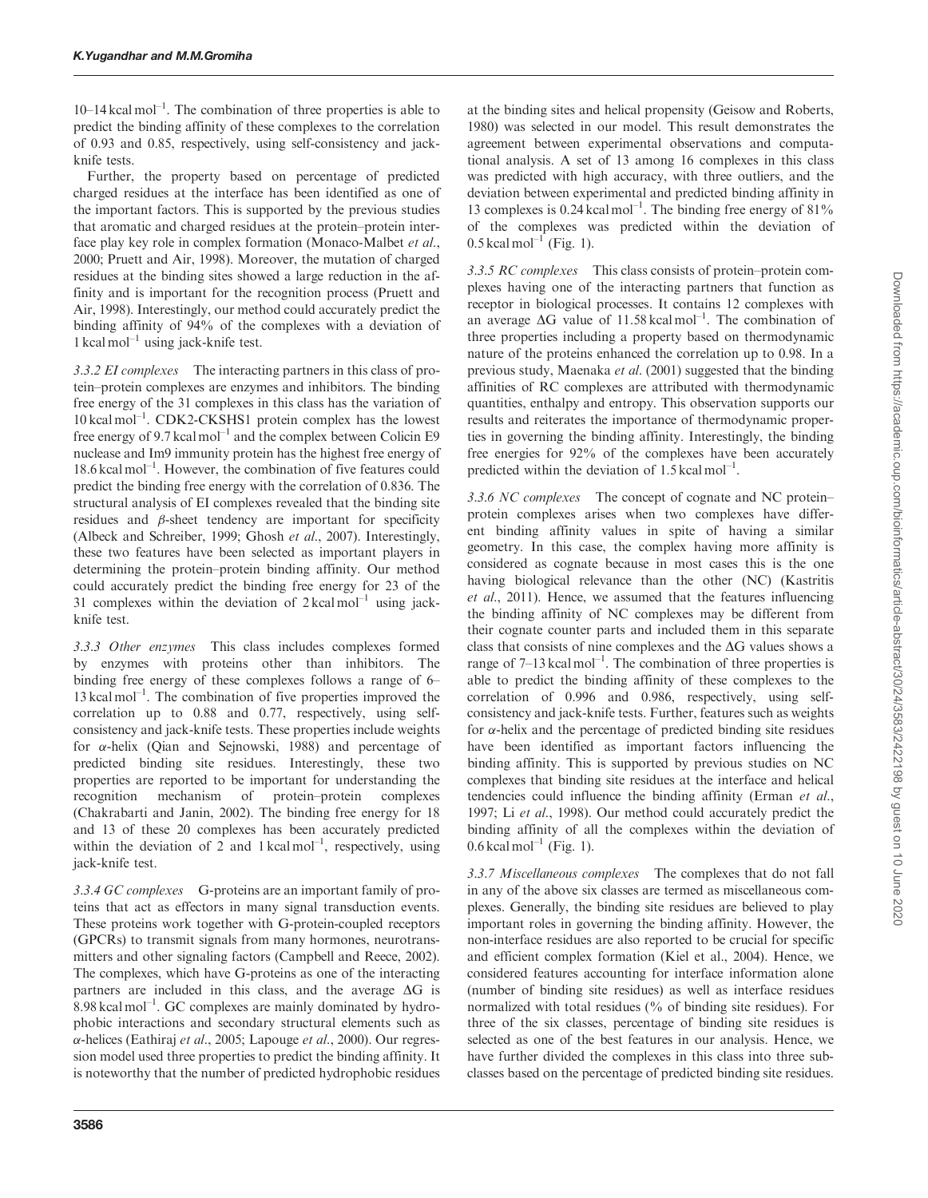10–14 kcal mol$^{-1}$. The combination of three properties is able to predict the binding affinity of these complexes to the correlation of 0.93 and 0.85, respectively, using self-consistency and jack-knife tests.

Further, the property based on percentage of predicted charged residues at the interface has been identified as one of the important factors. This is supported by the previous studies that aromatic and charged residues at the protein–protein interface play key role in complex formation (Monaco-Malbet *et al.*, 2000; Pruett and Air, 1998). Moreover, the mutation of charged residues at the binding sites showed a large reduction in the affinity and is important for the recognition process (Pruett and Air, 1998). Interestingly, our method could accurately predict the binding affinity of 94% of the complexes with a deviation of 1 kcal mol$^{-1}$ using jack-knife test.

*3.3.2 EI complexes* The interacting partners in this class of protein–protein complexes are enzymes and inhibitors. The binding free energy of the 31 complexes in this class has the variation of 10 kcal mol$^{-1}$. CDK2-CKSHS1 protein complex has the lowest free energy of 9.7 kcal mol$^{-1}$ and the complex between Colicin E9 nuclease and Im9 immunity protein has the highest free energy of 18.6 kcal mol$^{-1}$. However, the combination of five features could predict the binding free energy with the correlation of 0.836. The structural analysis of EI complexes revealed that the binding site residues and $\beta$-sheet tendency are important for specificity (Albeck and Schreiber, 1999; Ghosh *et al.*, 2007). Interestingly, these two features have been selected as important players in determining the protein–protein binding affinity. Our method could accurately predict the binding free energy for 23 of the 31 complexes within the deviation of 2 kcal mol$^{-1}$ using jack-knife test.

*3.3.3 Other enzymes* This class includes complexes formed by enzymes with proteins other than inhibitors. The binding free energy of these complexes follows a range of 6–13 kcal mol$^{-1}$. The combination of five properties improved the correlation up to 0.88 and 0.77, respectively, using self-consistency and jack-knife tests. These properties include weights for $\alpha$-helix (Qian and Sejnowski, 1988) and percentage of predicted binding site residues. Interestingly, these two properties are reported to be important for understanding the recognition mechanism of protein–protein complexes (Chakrabarti and Janin, 2002). The binding free energy for 18 and 13 of these 20 complexes has been accurately predicted within the deviation of 2 and 1 kcal mol$^{-1}$, respectively, using jack-knife test.

*3.3.4 GC complexes* G-proteins are an important family of proteins that act as effectors in many signal transduction events. These proteins work together with G-protein-coupled receptors (GPCRs) to transmit signals from many hormones, neurotransmitters and other signaling factors (Campbell and Reece, 2002). The complexes, which have G-proteins as one of the interacting partners are included in this class, and the average $\Delta G$ is 8.98 kcal mol$^{-1}$. GC complexes are mainly dominated by hydrophobic interactions and secondary structural elements such as $\alpha$-helices (Eathiraj *et al.*, 2005; Lapouge *et al.*, 2000). Our regression model used three properties to predict the binding affinity. It is noteworthy that the number of predicted hydrophobic residues at the binding sites and helical propensity (Geisow and Roberts, 1980) was selected in our model. This result demonstrates the agreement between experimental observations and computational analysis. A set of 13 among 16 complexes in this class was predicted with high accuracy, with three outliers, and the deviation between experimental and predicted binding affinity in 13 complexes is 0.24 kcal mol$^{-1}$. The binding free energy of 81% of the complexes was predicted within the deviation of 0.5 kcal mol$^{-1}$ (Fig. 1).

*3.3.5 RC complexes* This class consists of protein–protein complexes having one of the interacting partners that function as receptor in biological processes. It contains 12 complexes with an average $\Delta G$ value of 11.58 kcal mol$^{-1}$. The combination of three properties including a property based on thermodynamic nature of the proteins enhanced the correlation up to 0.98. In a previous study, Maenaka *et al.* (2001) suggested that the binding affinities of RC complexes are attributed with thermodynamic quantities, enthalpy and entropy. This observation supports our results and reiterates the importance of thermodynamic properties in governing the binding affinity. Interestingly, the binding free energies for 92% of the complexes have been accurately predicted within the deviation of 1.5 kcal mol$^{-1}$.

*3.3.6 NC complexes* The concept of cognate and NC protein–protein complexes arises when two complexes have different binding affinity values in spite of having a similar geometry. In this case, the complex having more affinity is considered as cognate because in most cases this is the one having biological relevance than the other (NC) (Kastritis *et al.*, 2011). Hence, we assumed that the features influencing the binding affinity of NC complexes may be different from their cognate counter parts and included them in this separate class that consists of nine complexes and the $\Delta G$ values shows a range of 7–13 kcal mol$^{-1}$. The combination of three properties is able to predict the binding affinity of these complexes to the correlation of 0.996 and 0.986, respectively, using self-consistency and jack-knife tests. Further, features such as weights for $\alpha$-helix and the percentage of predicted binding site residues have been identified as important factors influencing the binding affinity. This is supported by previous studies on NC complexes that binding site residues at the interface and helical tendencies could influence the binding affinity (Erman *et al.*, 1997; Li *et al.*, 1998). Our method could accurately predict the binding affinity of all the complexes within the deviation of 0.6 kcal mol$^{-1}$ (Fig. 1).

*3.3.7 Miscellaneous complexes* The complexes that do not fall in any of the above six classes are termed as miscellaneous complexes. Generally, the binding site residues are believed to play important roles in governing the binding affinity. However, the non-interface residues are also reported to be crucial for specific and efficient complex formation (Kiel et al., 2004). Hence, we considered features accounting for interface information alone (number of binding site residues) as well as interface residues normalized with total residues (% of binding site residues). For three of the six classes, percentage of binding site residues is selected as one of the best features in our analysis. Hence, we have further divided the complexes in this class into three subclasses based on the percentage of predicted binding site residues.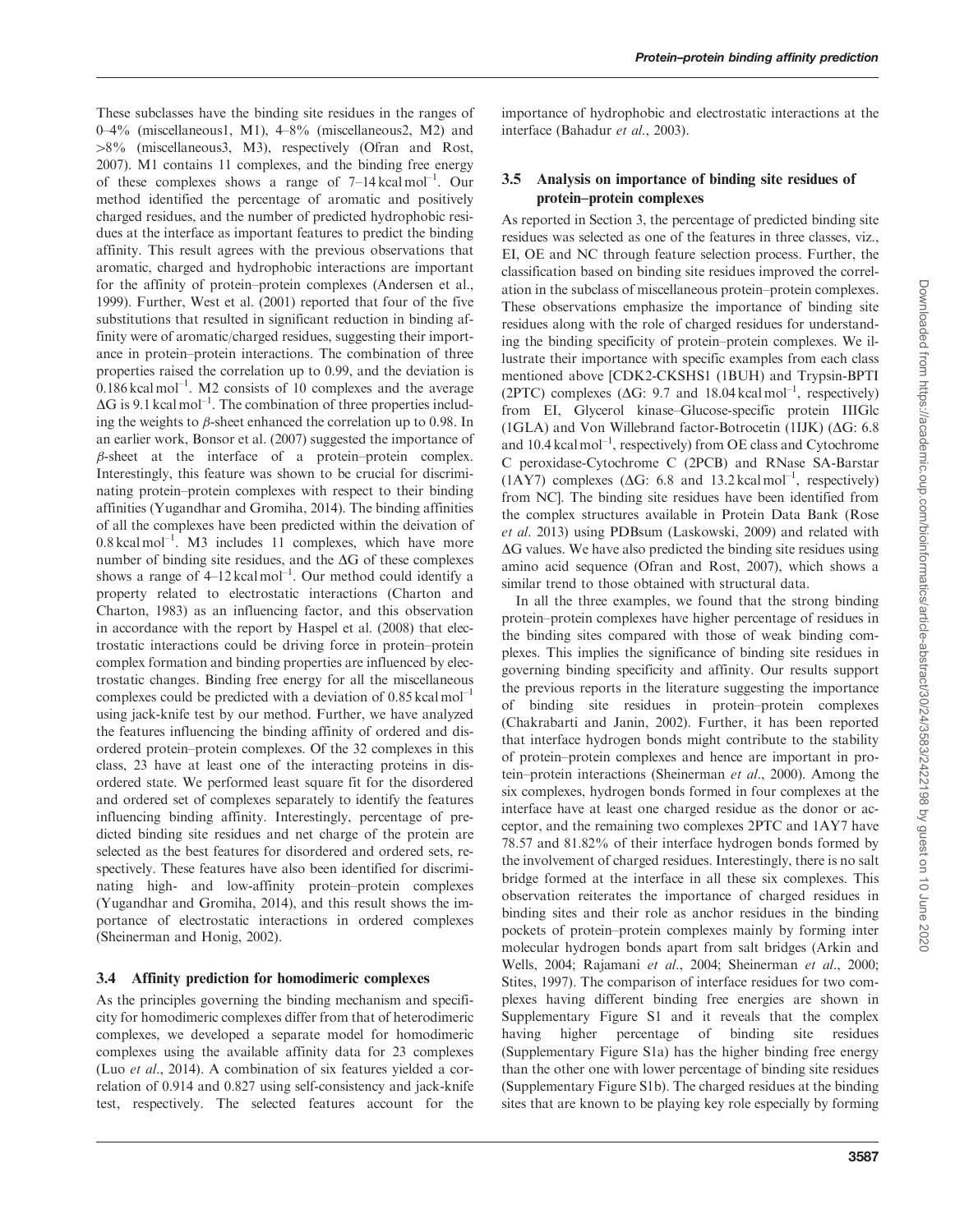These subclasses have the binding site residues in the ranges of 0–4% (miscellaneous1, M1), 4–8% (miscellaneous2, M2) and >8% (miscellaneous3, M3), respectively (Ofran and Rost, 2007). M1 contains 11 complexes, and the binding free energy of these complexes shows a range of 7–14 kcal mol$^{-1}$. Our method identified the percentage of aromatic and positively charged residues, and the number of predicted hydrophobic residues at the interface as important features to predict the binding affinity. This result agrees with the previous observations that aromatic, charged and hydrophobic interactions are important for the affinity of protein–protein complexes (Andersen et al., 1999). Further, West et al. (2001) reported that four of the five substitutions that resulted in significant reduction in binding affinity were of aromatic/charged residues, suggesting their importance in protein–protein interactions. The combination of three properties raised the correlation up to 0.99, and the deviation is 0.186 kcal mol$^{-1}$. M2 consists of 10 complexes and the average $\Delta G$ is 9.1 kcal mol$^{-1}$. The combination of three properties including the weights to $\beta$-sheet enhanced the correlation up to 0.98. In an earlier work, Bonsor et al. (2007) suggested the importance of $\beta$-sheet at the interface of a protein–protein complex. Interestingly, this feature was shown to be crucial for discriminating protein–protein complexes with respect to their binding affinities (Yugandhar and Gromiha, 2014). The binding affinities of all the complexes have been predicted within the deivation of 0.8 kcal mol$^{-1}$. M3 includes 11 complexes, which have more number of binding site residues, and the $\Delta G$ of these complexes shows a range of 4–12 kcal mol$^{-1}$. Our method could identify a property related to electrostatic interactions (Charton and Charton, 1983) as an influencing factor, and this observation in accordance with the report by Haspel et al. (2008) that electrostatic interactions could be driving force in protein–protein complex formation and binding properties are influenced by electrostatic changes. Binding free energy for all the miscellaneous complexes could be predicted with a deviation of 0.85 kcal mol$^{-1}$ using jack-knife test by our method. Further, we have analyzed the features influencing the binding affinity of ordered and disordered protein–protein complexes. Of the 32 complexes in this class, 23 have at least one of the interacting proteins in disordered state. We performed least square fit for the disordered and ordered set of complexes separately to identify the features influencing binding affinity. Interestingly, percentage of predicted binding site residues and net charge of the protein are selected as the best features for disordered and ordered sets, respectively. These features have also been identified for discriminating high- and low-affinity protein–protein complexes (Yugandhar and Gromiha, 2014), and this result shows the importance of electrostatic interactions in ordered complexes (Sheinerman and Honig, 2002).

### 3.4 Affinity prediction for homodimeric complexes

As the principles governing the binding mechanism and specificity for homodimeric complexes differ from that of heterodimeric complexes, we developed a separate model for homodimeric complexes using the available affinity data for 23 complexes (Luo *et al.*, 2014). A combination of six features yielded a correlation of 0.914 and 0.827 using self-consistency and jack-knife test, respectively. The selected features account for the importance of hydrophobic and electrostatic interactions at the interface (Bahadur *et al.*, 2003).

### 3.5 Analysis on importance of binding site residues of protein–protein complexes

As reported in Section 3, the percentage of predicted binding site residues was selected as one of the features in three classes, viz., EI, OE and NC through feature selection process. Further, the classification based on binding site residues improved the correlation in the subclass of miscellaneous protein–protein complexes. These observations emphasize the importance of binding site residues along with the role of charged residues for understanding the binding specificity of protein–protein complexes. We illustrate their importance with specific examples from each class mentioned above [CDK2-CKSHS1 (1BUH) and Trypsin-BPTI (2PTC) complexes ($\Delta G$: 9.7 and 18.04 kcal mol$^{-1}$, respectively) from EI, Glycerol kinase–Glucose-specific protein IIIGlc (1GLA) and Von Willebrand factor-Botrocetin (1IJK) ($\Delta G$: 6.8 and 10.4 kcal mol$^{-1}$, respectively) from OE class and Cytochrome C peroxidase-Cytochrome C (2PCB) and RNase SA-Barstar (1AY7) complexes ($\Delta G$: 6.8 and 13.2 kcal mol$^{-1}$, respectively) from NC]. The binding site residues have been identified from the complex structures available in Protein Data Bank (Rose *et al.* 2013) using PDBsum (Laskowski, 2009) and related with $\Delta G$ values. We have also predicted the binding site residues using amino acid sequence (Ofran and Rost, 2007), which shows a similar trend to those obtained with structural data.

In all the three examples, we found that the strong binding protein–protein complexes have higher percentage of residues in the binding sites compared with those of weak binding complexes. This implies the significance of binding site residues in governing binding specificity and affinity. Our results support the previous reports in the literature suggesting the importance of binding site residues in protein–protein complexes (Chakrabarti and Janin, 2002). Further, it has been reported that interface hydrogen bonds might contribute to the stability of protein–protein complexes and hence are important in protein–protein interactions (Sheinerman *et al.*, 2000). Among the six complexes, hydrogen bonds formed in four complexes at the interface have at least one charged residue as the donor or acceptor, and the remaining two complexes 2PTC and 1AY7 have 78.57 and 81.82% of their interface hydrogen bonds formed by the involvement of charged residues. Interestingly, there is no salt bridge formed at the interface in all these six complexes. This observation reiterates the importance of charged residues in binding sites and their role as anchor residues in the binding pockets of protein–protein complexes mainly by forming inter molecular hydrogen bonds apart from salt bridges (Arkin and Wells, 2004; Rajamani *et al.*, 2004; Sheinerman *et al.*, 2000; Stites, 1997). The comparison of interface residues for two complexes having different binding free energies are shown in Supplementary Figure S1 and it reveals that the complex having higher percentage of binding site residues (Supplementary Figure S1a) has the higher binding free energy than the other one with lower percentage of binding site residues (Supplementary Figure S1b). The charged residues at the binding sites that are known to be playing key role especially by forming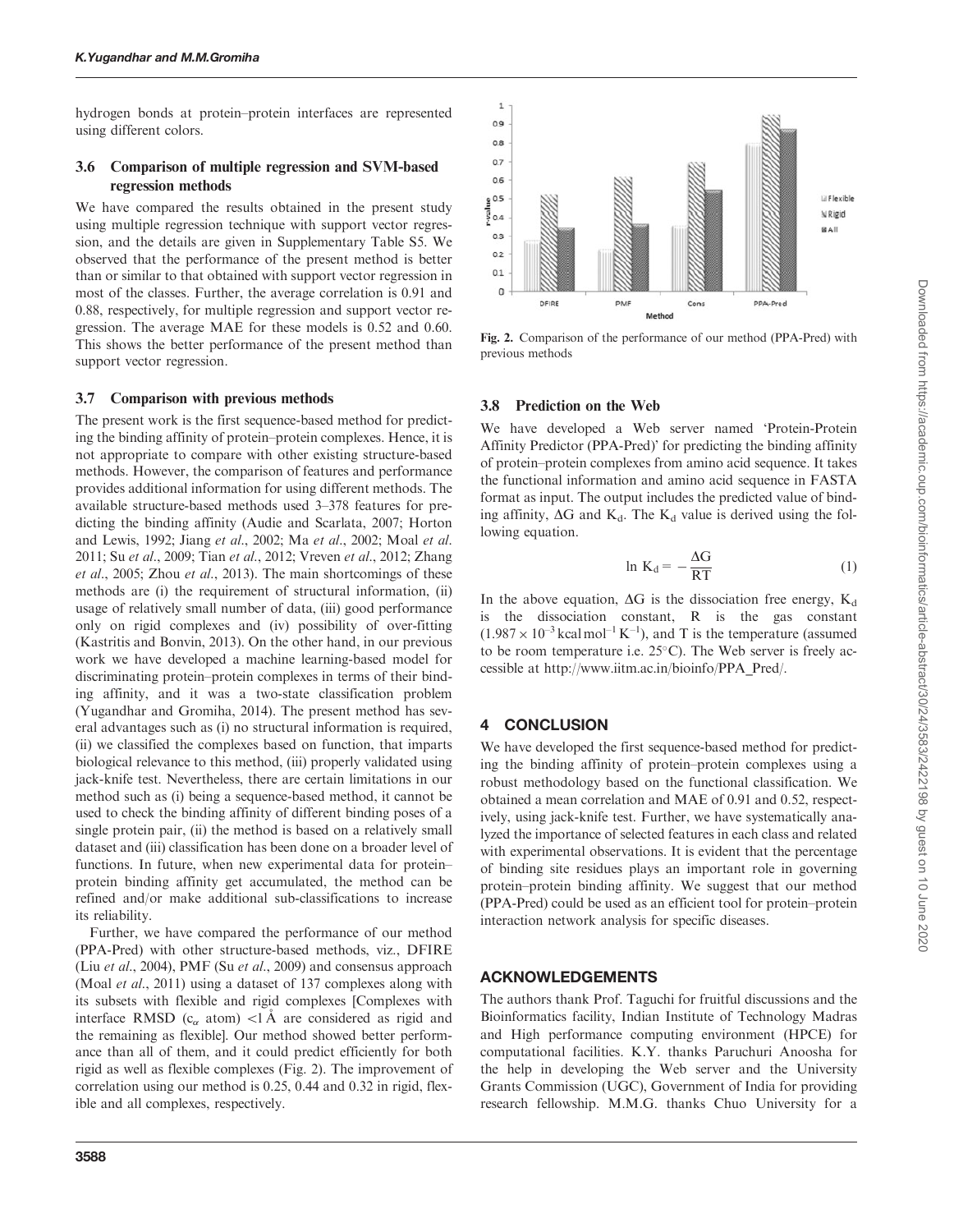hydrogen bonds at protein–protein interfaces are represented using different colors.

### 3.6 Comparison of multiple regression and SVM-based regression methods

We have compared the results obtained in the present study using multiple regression technique with support vector regression, and the details are given in Supplementary Table S5. We observed that the performance of the present method is better than or similar to that obtained with support vector regression in most of the classes. Further, the average correlation is 0.91 and 0.88, respectively, for multiple regression and support vector regression. The average MAE for these models is 0.52 and 0.60. This shows the better performance of the present method than support vector regression.

### 3.7 Comparison with previous methods

The present work is the first sequence-based method for predicting the binding affinity of protein–protein complexes. Hence, it is not appropriate to compare with other existing structure-based methods. However, the comparison of features and performance provides additional information for using different methods. The available structure-based methods used 3–378 features for predicting the binding affinity (Audie and Scarlata, 2007; Horton and Lewis, 1992; Jiang *et al.*, 2002; Ma *et al.*, 2002; Moal *et al.* 2011; Su *et al.*, 2009; Tian *et al.*, 2012; Vreven *et al.*, 2012; Zhang *et al.*, 2005; Zhou *et al.*, 2013). The main shortcomings of these methods are (i) the requirement of structural information, (ii) usage of relatively small number of data, (iii) good performance only on rigid complexes and (iv) possibility of over-fitting (Kastritis and Bonvin, 2013). On the other hand, in our previous work we have developed a machine learning-based model for discriminating protein–protein complexes in terms of their binding affinity, and it was a two-state classification problem (Yugandhar and Gromiha, 2014). The present method has several advantages such as (i) no structural information is required, (ii) we classified the complexes based on function, that imparts biological relevance to this method, (iii) properly validated using jack-knife test. Nevertheless, there are certain limitations in our method such as (i) being a sequence-based method, it cannot be used to check the binding affinity of different binding poses of a single protein pair, (ii) the method is based on a relatively small dataset and (iii) classification has been done on a broader level of functions. In future, when new experimental data for protein–protein binding affinity get accumulated, the method can be refined and/or make additional sub-classifications to increase its reliability.

Further, we have compared the performance of our method (PPA-Pred) with other structure-based methods, viz., DFIRE (Liu *et al.*, 2004), PMF (Su *et al.*, 2009) and consensus approach (Moal *et al.*, 2011) using a dataset of 137 complexes along with its subsets with flexible and rigid complexes [Complexes with interface RMSD ($c_\alpha$ atom) <1 Å are considered as rigid and the remaining as flexible]. Our method showed better performance than all of them, and it could predict efficiently for both rigid as well as flexible complexes (Fig. 2). The improvement of correlation using our method is 0.25, 0.44 and 0.32 in rigid, flexible and all complexes, respectively.

**Fig. 2.** Comparison of the performance of our method (PPA-Pred) with previous methods

### 3.8 Prediction on the Web

We have developed a Web server named 'Protein-Protein Affinity Predictor (PPA-Pred)' for predicting the binding affinity of protein–protein complexes from amino acid sequence. It takes the functional information and amino acid sequence in FASTA format as input. The output includes the predicted value of binding affinity, $\Delta G$ and $K_d$. The $K_d$ value is derived using the following equation.

$$\ln K_d = -\frac{\Delta G}{RT} \tag{1}$$

In the above equation, $\Delta G$ is the dissociation free energy, $K_d$ is the dissociation constant, R is the gas constant ($1.987 \times 10^{-3}$ kcal mol$^{-1}$ K$^{-1}$), and T is the temperature (assumed to be room temperature i.e. 25°C). The Web server is freely accessible at http://www.iitm.ac.in/bioinfo/PPA_Pred/.

## 4 CONCLUSION

We have developed the first sequence-based method for predicting the binding affinity of protein–protein complexes using a robust methodology based on the functional classification. We obtained a mean correlation and MAE of 0.91 and 0.52, respectively, using jack-knife test. Further, we have systematically analyzed the importance of selected features in each class and related with experimental observations. It is evident that the percentage of binding site residues plays an important role in governing protein–protein binding affinity. We suggest that our method (PPA-Pred) could be used as an efficient tool for protein–protein interaction network analysis for specific diseases.

## ACKNOWLEDGEMENTS

The authors thank Prof. Taguchi for fruitful discussions and the Bioinformatics facility, Indian Institute of Technology Madras and High performance computing environment (HPCE) for computational facilities. K.Y. thanks Paruchuri Anoosha for the help in developing the Web server and the University Grants Commission (UGC), Government of India for providing research fellowship. M.M.G. thanks Chuo University for a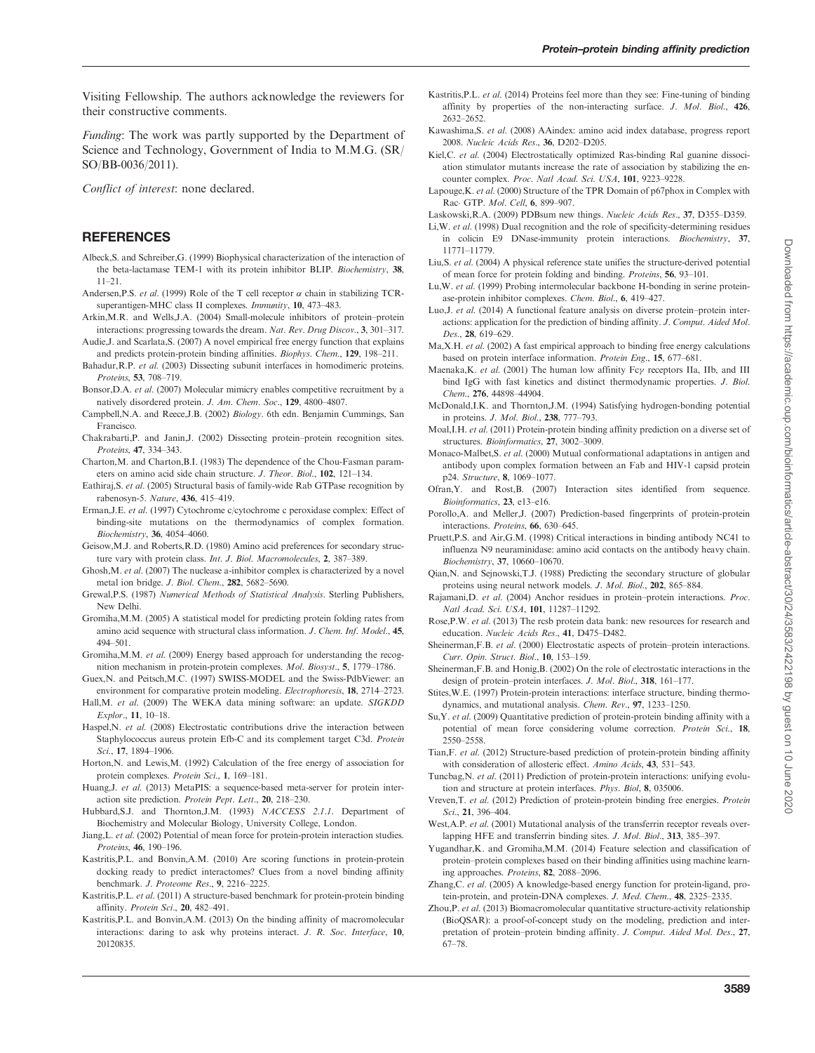Visiting Fellowship. The authors acknowledge the reviewers for their constructive comments.

*Funding*: The work was partly supported by the Department of Science and Technology, Government of India to M.M.G. (SR/SO/BB-0036/2011).

*Conflict of interest*: none declared.

## REFERENCES

Albeck,S. and Schreiber,G. (1999) Biophysical characterization of the interaction of the beta-lactamase TEM-1 with its protein inhibitor BLIP. *Biochemistry*, **38**, 11–21.

Andersen,P.S. *et al.* (1999) Role of the T cell receptor $\alpha$ chain in stabilizing TCR-superantigen-MHC class II complexes. *Immunity*, **10**, 473–483.

Arkin,M.R. and Wells,J.A. (2004) Small-molecule inhibitors of protein–protein interactions: progressing towards the dream. *Nat. Rev. Drug Discov.*, **3**, 301–317.

Audie,J. and Scarlata,S. (2007) A novel empirical free energy function that explains and predicts protein-protein binding affinities. *Biophys. Chem.*, **129**, 198–211.

Bahadur,R.P. *et al.* (2003) Dissecting subunit interfaces in homodimeric proteins. *Proteins*, **53**, 708–719.

Bonsor,D.A. *et al.* (2007) Molecular mimicry enables competitive recruitment by a natively disordered protein. *J. Am. Chem. Soc.*, **129**, 4800–4807.

Campbell,N.A. and Reece,J.B. (2002) *Biology*. 6th edn. Benjamin Cummings, San Francisco.

Chakrabarti,P. and Janin,J. (2002) Dissecting protein–protein recognition sites. *Proteins*, **47**, 334–343.

Charton,M. and Charton,B.I. (1983) The dependence of the Chou-Fasman parameters on amino acid side chain structure. *J. Theor. Biol.*, **102**, 121–134.

Eathiraj,S. *et al.* (2005) Structural basis of family-wide Rab GTPase recognition by rabenosyn-5. *Nature*, **436**, 415–419.

Erman,J.E. *et al.* (1997) Cytochrome c/cytochrome c peroxidase complex: Effect of binding-site mutations on the thermodynamics of complex formation. *Biochemistry*, **36**, 4054–4060.

Geisow,M.J. and Roberts,R.D. (1980) Amino acid preferences for secondary structure vary with protein class. *Int. J. Biol. Macromolecules*, **2**, 387–389.

Ghosh,M. *et al.* (2007) The nuclease a-inhibitor complex is characterized by a novel metal ion bridge. *J. Biol. Chem.*, **282**, 5682–5690.

Grewal,P.S. (1987) *Numerical Methods of Statistical Analysis*. Sterling Publishers, New Delhi.

Gromiha,M.M. (2005) A statistical model for predicting protein folding rates from amino acid sequence with structural class information. *J. Chem. Inf. Model.*, **45**, 494–501.

Gromiha,M.M. *et al.* (2009) Energy based approach for understanding the recognition mechanism in protein-protein complexes. *Mol. Biosyst.*, **5**, 1779–1786.

Guex,N. and Peitsch,M.C. (1997) SWISS-MODEL and the Swiss-PdbViewer: an environment for comparative protein modeling. *Electrophoresis*, **18**, 2714–2723.

Hall,M. *et al.* (2009) The WEKA data mining software: an update. *SIGKDD Explor.*, **11**, 10–18.

Haspel,N. *et al.* (2008) Electrostatic contributions drive the interaction between Staphylococcus aureus protein Efb-C and its complement target C3d. *Protein Sci.*, **17**, 1894–1906.

Horton,N. and Lewis,M. (1992) Calculation of the free energy of association for protein complexes. *Protein Sci.*, **1**, 169–181.

Huang,J. *et al.* (2013) MetaPIS: a sequence-based meta-server for protein interaction site prediction. *Protein Pept. Lett.*, **20**, 218–230.

Hubbard,S.J. and Thornton,J.M. (1993) *NACCESS 2.1.1*. Department of Biochemistry and Molecular Biology, University College, London.

Jiang,L. *et al.* (2002) Potential of mean force for protein-protein interaction studies. *Proteins*, **46**, 190–196.

Kastritis,P.L. and Bonvin,A.M. (2010) Are scoring functions in protein-protein docking ready to predict interactomes? Clues from a novel binding affinity benchmark. *J. Proteome Res.*, **9**, 2216–2225.

Kastritis,P.L. *et al.* (2011) A structure-based benchmark for protein-protein binding affinity. *Protein Sci.*, **20**, 482–491.

Kastritis,P.L. and Bonvin,A.M. (2013) On the binding affinity of macromolecular interactions: daring to ask why proteins interact. *J. R. Soc. Interface*, **10**, 20120835.

Kastritis,P.L. *et al.* (2014) Proteins feel more than they see: Fine-tuning of binding affinity by properties of the non-interacting surface. *J. Mol. Biol.*, **426**, 2632–2652.

Kawashima,S. *et al.* (2008) AAindex: amino acid index database, progress report 2008. *Nucleic Acids Res.*, **36**, D202–D205.

Kiel,C. *et al.* (2004) Electrostatically optimized Ras-binding Ral guanine dissociation stimulator mutants increase the rate of association by stabilizing the encounter complex. *Proc. Natl Acad. Sci. USA*, **101**, 9223–9228.

Lapouge,K. *et al.* (2000) Structure of the TPR Domain of p67phox in Complex with Rac· GTP. *Mol. Cell*, **6**, 899–907.

Laskowski,R.A. (2009) PDBsum new things. *Nucleic Acids Res.*, **37**, D355–D359.

Li,W. *et al.* (1998) Dual recognition and the role of specificity-determining residues in colicin E9 DNase-immunity protein interactions. *Biochemistry*, **37**, 11771–11779.

Liu,S. *et al.* (2004) A physical reference state unifies the structure-derived potential of mean force for protein folding and binding. *Proteins*, **56**, 93–101.

Lu,W. *et al.* (1999) Probing intermolecular backbone H-bonding in serine proteinase-protein inhibitor complexes. *Chem. Biol.*, **6**, 419–427.

Luo,J. *et al.* (2014) A functional feature analysis on diverse protein–protein interactions: application for the prediction of binding affinity. *J. Comput. Aided Mol. Des.*, **28**, 619–629.

Ma,X.H. *et al.* (2002) A fast empirical approach to binding free energy calculations based on protein interface information. *Protein Eng.*, **15**, 677–681.

Maenaka,K. *et al.* (2001) The human low affinity Fc$\gamma$ receptors IIa, IIb, and III bind IgG with fast kinetics and distinct thermodynamic properties. *J. Biol. Chem.*, **276**, 44898–44904.

McDonald,I.K. and Thornton,J.M. (1994) Satisfying hydrogen-bonding potential in proteins. *J. Mol. Biol.*, **238**, 777–793.

Moal,I.H. *et al.* (2011) Protein-protein binding affinity prediction on a diverse set of structures. *Bioinformatics*, **27**, 3002–3009.

Monaco-Malbet,S. *et al.* (2000) Mutual conformational adaptations in antigen and antibody upon complex formation between an Fab and HIV-1 capsid protein p24. *Structure*, **8**, 1069–1077.

Ofran,Y. and Rost,B. (2007) Interaction sites identified from sequence. *Bioinformatics*, **23**, e13–e16.

Porollo,A. and Meller,J. (2007) Prediction-based fingerprints of protein-protein interactions. *Proteins*, **66**, 630–645.

Pruett,P.S. and Air,G.M. (1998) Critical interactions in binding antibody NC41 to influenza N9 neuraminidase: amino acid contacts on the antibody heavy chain. *Biochemistry*, **37**, 10660–10670.

Qian,N. and Sejnowski,T.J. (1988) Predicting the secondary structure of globular proteins using neural network models. *J. Mol. Biol.*, **202**, 865–884.

Rajamani,D. *et al.* (2004) Anchor residues in protein–protein interactions. *Proc. Natl Acad. Sci. USA*, **101**, 11287–11292.

Rose,P.W. *et al.* (2013) The rcsb protein data bank: new resources for research and education. *Nucleic Acids Res.*, **41**, D475–D482.

Sheinerman,F.B. *et al.* (2000) Electrostatic aspects of protein–protein interactions. *Curr. Opin. Struct. Biol.*, **10**, 153–159.

Sheinerman,F.B. and Honig,B. (2002) On the role of electrostatic interactions in the design of protein–protein interfaces. *J. Mol. Biol.*, **318**, 161–177.

Stites,W.E. (1997) Protein-protein interactions: interface structure, binding thermodynamics, and mutational analysis. *Chem. Rev.*, **97**, 1233–1250.

Su,Y. *et al.* (2009) Quantitative prediction of protein-protein binding affinity with a potential of mean force considering volume correction. *Protein Sci.*, **18**, 2550–2558.

Tian,F. *et al.* (2012) Structure-based prediction of protein-protein binding affinity with consideration of allosteric effect. *Amino Acids*, **43**, 531–543.

Tuncbag,N. *et al.* (2011) Prediction of protein-protein interactions: unifying evolution and structure at protein interfaces. *Phys. Biol*, **8**, 035006.

Vreven,T. *et al.* (2012) Prediction of protein-protein binding free energies. *Protein Sci.*, **21**, 396–404.

West,A.P. *et al.* (2001) Mutational analysis of the transferrin receptor reveals overlapping HFE and transferrin binding sites. *J. Mol. Biol.*, **313**, 385–397.

Yugandhar,K. and Gromiha,M.M. (2014) Feature selection and classification of protein–protein complexes based on their binding affinities using machine learning approaches. *Proteins*, **82**, 2088–2096.

Zhang,C. *et al.* (2005) A knowledge-based energy function for protein-ligand, protein-protein, and protein-DNA complexes. *J. Med. Chem.*, **48**, 2325–2335.

Zhou,P. *et al.* (2013) Biomacromolecular quantitative structure-activity relationship (BioQSAR): a proof-of-concept study on the modeling, prediction and interpretation of protein–protein binding affinity. *J. Comput. Aided Mol. Des.*, **27**, 67–78.